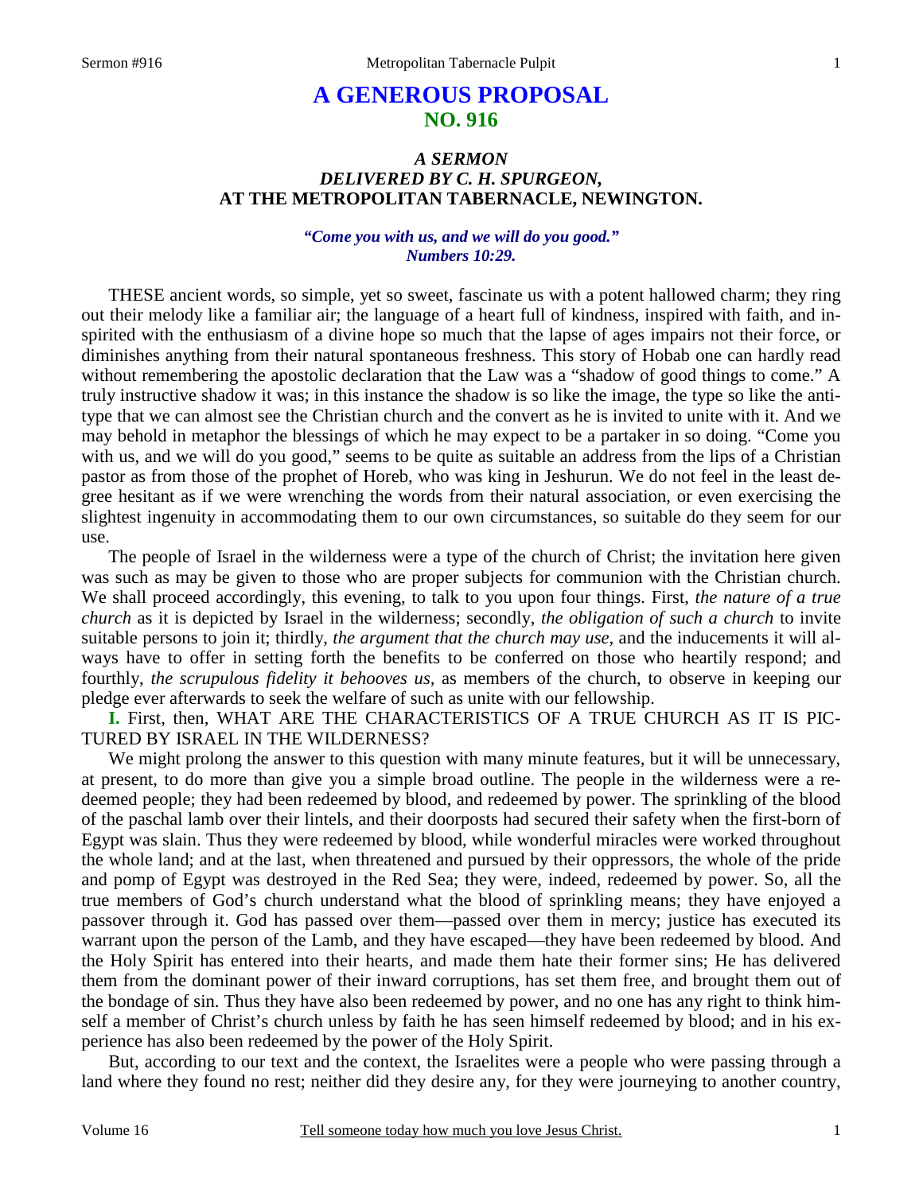# A GENEROUS PROPOSAL
## NO. 916

### *A SERMON*
### *DELIVERED BY C. H. SPURGEON,*
### AT THE METROPOLITAN TABERNACLE, NEWINGTON.

***"Come you with us, and we will do you good."***
***Numbers 10:29.***

THESE ancient words, so simple, yet so sweet, fascinate us with a potent hallowed charm; they ring out their melody like a familiar air; the language of a heart full of kindness, inspired with faith, and inspirited with the enthusiasm of a divine hope so much that the lapse of ages impairs not their force, or diminishes anything from their natural spontaneous freshness. This story of Hobab one can hardly read without remembering the apostolic declaration that the Law was a "shadow of good things to come." A truly instructive shadow it was; in this instance the shadow is so like the image, the type so like the antitype that we can almost see the Christian church and the convert as he is invited to unite with it. And we may behold in metaphor the blessings of which he may expect to be a partaker in so doing. "Come you with us, and we will do you good," seems to be quite as suitable an address from the lips of a Christian pastor as from those of the prophet of Horeb, who was king in Jeshurun. We do not feel in the least degree hesitant as if we were wrenching the words from their natural association, or even exercising the slightest ingenuity in accommodating them to our own circumstances, so suitable do they seem for our use.

The people of Israel in the wilderness were a type of the church of Christ; the invitation here given was such as may be given to those who are proper subjects for communion with the Christian church. We shall proceed accordingly, this evening, to talk to you upon four things. First, *the nature of a true church* as it is depicted by Israel in the wilderness; secondly, *the obligation of such a church* to invite suitable persons to join it; thirdly, *the argument that the church may use,* and the inducements it will always have to offer in setting forth the benefits to be conferred on those who heartily respond; and fourthly, *the scrupulous fidelity it behooves us,* as members of the church, to observe in keeping our pledge ever afterwards to seek the welfare of such as unite with our fellowship.

**I.** First, then, WHAT ARE THE CHARACTERISTICS OF A TRUE CHURCH AS IT IS PICTURED BY ISRAEL IN THE WILDERNESS?

We might prolong the answer to this question with many minute features, but it will be unnecessary, at present, to do more than give you a simple broad outline. The people in the wilderness were a redeemed people; they had been redeemed by blood, and redeemed by power. The sprinkling of the blood of the paschal lamb over their lintels, and their doorposts had secured their safety when the first-born of Egypt was slain. Thus they were redeemed by blood, while wonderful miracles were worked throughout the whole land; and at the last, when threatened and pursued by their oppressors, the whole of the pride and pomp of Egypt was destroyed in the Red Sea; they were, indeed, redeemed by power. So, all the true members of God's church understand what the blood of sprinkling means; they have enjoyed a passover through it. God has passed over them—passed over them in mercy; justice has executed its warrant upon the person of the Lamb, and they have escaped—they have been redeemed by blood. And the Holy Spirit has entered into their hearts, and made them hate their former sins; He has delivered them from the dominant power of their inward corruptions, has set them free, and brought them out of the bondage of sin. Thus they have also been redeemed by power, and no one has any right to think himself a member of Christ's church unless by faith he has seen himself redeemed by blood; and in his experience has also been redeemed by the power of the Holy Spirit.

But, according to our text and the context, the Israelites were a people who were passing through a land where they found no rest; neither did they desire any, for they were journeying to another country,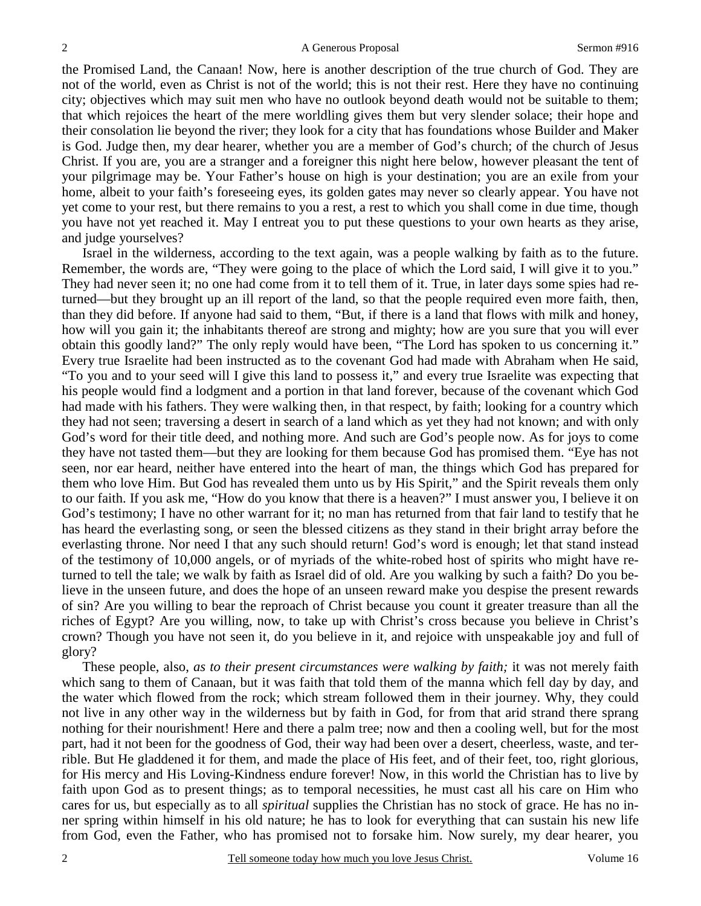the Promised Land, the Canaan! Now, here is another description of the true church of God. They are not of the world, even as Christ is not of the world; this is not their rest. Here they have no continuing city; objectives which may suit men who have no outlook beyond death would not be suitable to them; that which rejoices the heart of the mere worldling gives them but very slender solace; their hope and their consolation lie beyond the river; they look for a city that has foundations whose Builder and Maker is God. Judge then, my dear hearer, whether you are a member of God's church; of the church of Jesus Christ. If you are, you are a stranger and a foreigner this night here below, however pleasant the tent of your pilgrimage may be. Your Father's house on high is your destination; you are an exile from your home, albeit to your faith's foreseeing eyes, its golden gates may never so clearly appear. You have not yet come to your rest, but there remains to you a rest, a rest to which you shall come in due time, though you have not yet reached it. May I entreat you to put these questions to your own hearts as they arise, and judge yourselves?

Israel in the wilderness, according to the text again, was a people walking by faith as to the future. Remember, the words are, "They were going to the place of which the Lord said, I will give it to you." They had never seen it; no one had come from it to tell them of it. True, in later days some spies had returned—but they brought up an ill report of the land, so that the people required even more faith, then, than they did before. If anyone had said to them, "But, if there is a land that flows with milk and honey, how will you gain it; the inhabitants thereof are strong and mighty; how are you sure that you will ever obtain this goodly land?" The only reply would have been, "The Lord has spoken to us concerning it." Every true Israelite had been instructed as to the covenant God had made with Abraham when He said, "To you and to your seed will I give this land to possess it," and every true Israelite was expecting that his people would find a lodgment and a portion in that land forever, because of the covenant which God had made with his fathers. They were walking then, in that respect, by faith; looking for a country which they had not seen; traversing a desert in search of a land which as yet they had not known; and with only God's word for their title deed, and nothing more. And such are God's people now. As for joys to come they have not tasted them—but they are looking for them because God has promised them. "Eye has not seen, nor ear heard, neither have entered into the heart of man, the things which God has prepared for them who love Him. But God has revealed them unto us by His Spirit," and the Spirit reveals them only to our faith. If you ask me, "How do you know that there is a heaven?" I must answer you, I believe it on God's testimony; I have no other warrant for it; no man has returned from that fair land to testify that he has heard the everlasting song, or seen the blessed citizens as they stand in their bright array before the everlasting throne. Nor need I that any such should return! God's word is enough; let that stand instead of the testimony of 10,000 angels, or of myriads of the white-robed host of spirits who might have returned to tell the tale; we walk by faith as Israel did of old. Are you walking by such a faith? Do you believe in the unseen future, and does the hope of an unseen reward make you despise the present rewards of sin? Are you willing to bear the reproach of Christ because you count it greater treasure than all the riches of Egypt? Are you willing, now, to take up with Christ's cross because you believe in Christ's crown? Though you have not seen it, do you believe in it, and rejoice with unspeakable joy and full of glory?

These people, also, *as to their present circumstances were walking by faith;* it was not merely faith which sang to them of Canaan, but it was faith that told them of the manna which fell day by day, and the water which flowed from the rock; which stream followed them in their journey. Why, they could not live in any other way in the wilderness but by faith in God, for from that arid strand there sprang nothing for their nourishment! Here and there a palm tree; now and then a cooling well, but for the most part, had it not been for the goodness of God, their way had been over a desert, cheerless, waste, and terrible. But He gladdened it for them, and made the place of His feet, and of their feet, too, right glorious, for His mercy and His Loving-Kindness endure forever! Now, in this world the Christian has to live by faith upon God as to present things; as to temporal necessities, he must cast all his care on Him who cares for us, but especially as to all *spiritual* supplies the Christian has no stock of grace. He has no inner spring within himself in his old nature; he has to look for everything that can sustain his new life from God, even the Father, who has promised not to forsake him. Now surely, my dear hearer, you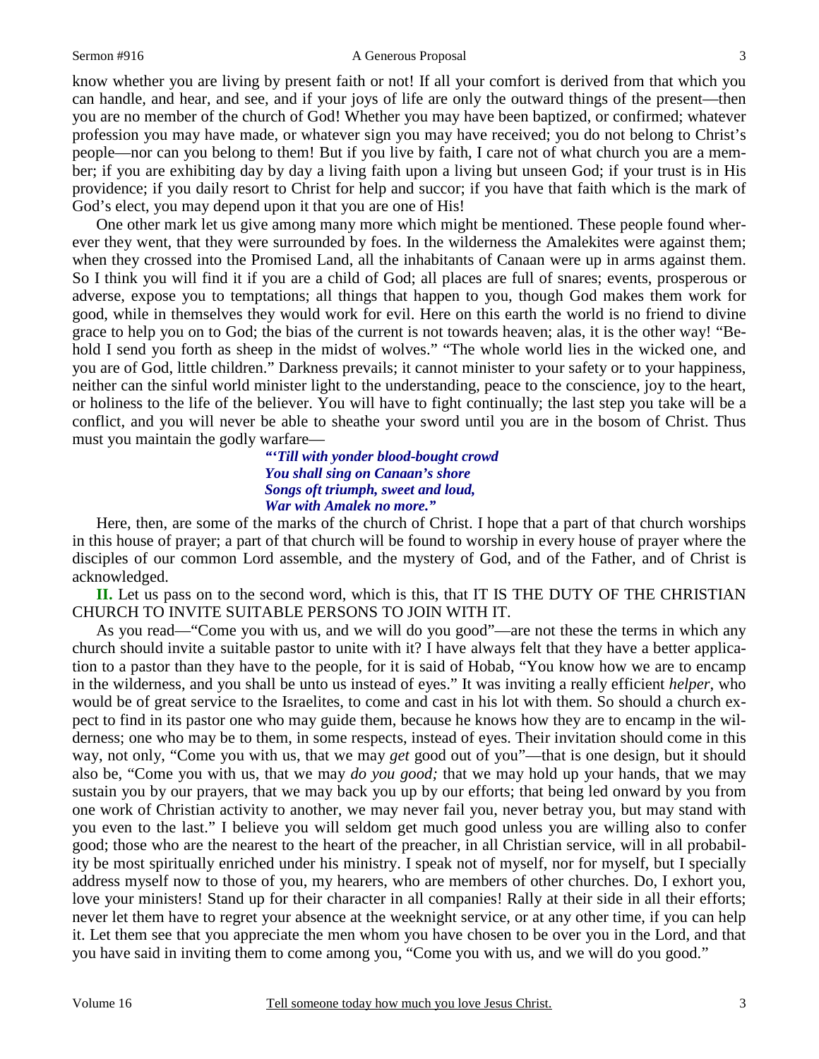know whether you are living by present faith or not! If all your comfort is derived from that which you can handle, and hear, and see, and if your joys of life are only the outward things of the present—then you are no member of the church of God! Whether you may have been baptized, or confirmed; whatever profession you may have made, or whatever sign you may have received; you do not belong to Christ's people—nor can you belong to them! But if you live by faith, I care not of what church you are a member; if you are exhibiting day by day a living faith upon a living but unseen God; if your trust is in His providence; if you daily resort to Christ for help and succor; if you have that faith which is the mark of God's elect, you may depend upon it that you are one of His!

One other mark let us give among many more which might be mentioned. These people found wherever they went, that they were surrounded by foes. In the wilderness the Amalekites were against them; when they crossed into the Promised Land, all the inhabitants of Canaan were up in arms against them. So I think you will find it if you are a child of God; all places are full of snares; events, prosperous or adverse, expose you to temptations; all things that happen to you, though God makes them work for good, while in themselves they would work for evil. Here on this earth the world is no friend to divine grace to help you on to God; the bias of the current is not towards heaven; alas, it is the other way! "Behold I send you forth as sheep in the midst of wolves." "The whole world lies in the wicked one, and you are of God, little children." Darkness prevails; it cannot minister to your safety or to your happiness, neither can the sinful world minister light to the understanding, peace to the conscience, joy to the heart, or holiness to the life of the believer. You will have to fight continually; the last step you take will be a conflict, and you will never be able to sheathe your sword until you are in the bosom of Christ. Thus must you maintain the godly warfare—

> ***"'Till with yonder blood-bought crowd***
> ***You shall sing on Canaan's shore***
> ***Songs oft triumph, sweet and loud,***
> ***War with Amalek no more."***

Here, then, are some of the marks of the church of Christ. I hope that a part of that church worships in this house of prayer; a part of that church will be found to worship in every house of prayer where the disciples of our common Lord assemble, and the mystery of God, and of the Father, and of Christ is acknowledged.

**II.** Let us pass on to the second word, which is this, that IT IS THE DUTY OF THE CHRISTIAN CHURCH TO INVITE SUITABLE PERSONS TO JOIN WITH IT.

As you read—"Come you with us, and we will do you good"—are not these the terms in which any church should invite a suitable pastor to unite with it? I have always felt that they have a better application to a pastor than they have to the people, for it is said of Hobab, "You know how we are to encamp in the wilderness, and you shall be unto us instead of eyes." It was inviting a really efficient *helper,* who would be of great service to the Israelites, to come and cast in his lot with them. So should a church expect to find in its pastor one who may guide them, because he knows how they are to encamp in the wilderness; one who may be to them, in some respects, instead of eyes. Their invitation should come in this way, not only, "Come you with us, that we may *get* good out of you"—that is one design, but it should also be, "Come you with us, that we may *do you good;* that we may hold up your hands, that we may sustain you by our prayers, that we may back you up by our efforts; that being led onward by you from one work of Christian activity to another, we may never fail you, never betray you, but may stand with you even to the last." I believe you will seldom get much good unless you are willing also to confer good; those who are the nearest to the heart of the preacher, in all Christian service, will in all probability be most spiritually enriched under his ministry. I speak not of myself, nor for myself, but I specially address myself now to those of you, my hearers, who are members of other churches. Do, I exhort you, love your ministers! Stand up for their character in all companies! Rally at their side in all their efforts; never let them have to regret your absence at the weeknight service, or at any other time, if you can help it. Let them see that you appreciate the men whom you have chosen to be over you in the Lord, and that you have said in inviting them to come among you, "Come you with us, and we will do you good."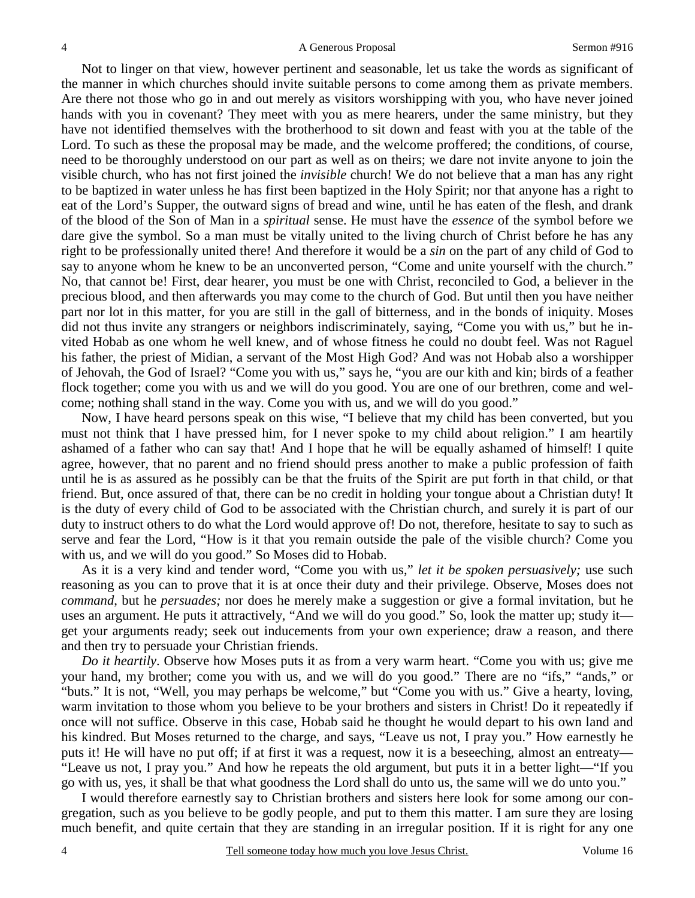Not to linger on that view, however pertinent and seasonable, let us take the words as significant of the manner in which churches should invite suitable persons to come among them as private members. Are there not those who go in and out merely as visitors worshipping with you, who have never joined hands with you in covenant? They meet with you as mere hearers, under the same ministry, but they have not identified themselves with the brotherhood to sit down and feast with you at the table of the Lord. To such as these the proposal may be made, and the welcome proffered; the conditions, of course, need to be thoroughly understood on our part as well as on theirs; we dare not invite anyone to join the visible church, who has not first joined the *invisible* church! We do not believe that a man has any right to be baptized in water unless he has first been baptized in the Holy Spirit; nor that anyone has a right to eat of the Lord's Supper, the outward signs of bread and wine, until he has eaten of the flesh, and drank of the blood of the Son of Man in a *spiritual* sense. He must have the *essence* of the symbol before we dare give the symbol. So a man must be vitally united to the living church of Christ before he has any right to be professionally united there! And therefore it would be a *sin* on the part of any child of God to say to anyone whom he knew to be an unconverted person, "Come and unite yourself with the church." No, that cannot be! First, dear hearer, you must be one with Christ, reconciled to God, a believer in the precious blood, and then afterwards you may come to the church of God. But until then you have neither part nor lot in this matter, for you are still in the gall of bitterness, and in the bonds of iniquity. Moses did not thus invite any strangers or neighbors indiscriminately, saying, "Come you with us," but he invited Hobab as one whom he well knew, and of whose fitness he could no doubt feel. Was not Raguel his father, the priest of Midian, a servant of the Most High God? And was not Hobab also a worshipper of Jehovah, the God of Israel? "Come you with us," says he, "you are our kith and kin; birds of a feather flock together; come you with us and we will do you good. You are one of our brethren, come and welcome; nothing shall stand in the way. Come you with us, and we will do you good."

Now, I have heard persons speak on this wise, "I believe that my child has been converted, but you must not think that I have pressed him, for I never spoke to my child about religion." I am heartily ashamed of a father who can say that! And I hope that he will be equally ashamed of himself! I quite agree, however, that no parent and no friend should press another to make a public profession of faith until he is as assured as he possibly can be that the fruits of the Spirit are put forth in that child, or that friend. But, once assured of that, there can be no credit in holding your tongue about a Christian duty! It is the duty of every child of God to be associated with the Christian church, and surely it is part of our duty to instruct others to do what the Lord would approve of! Do not, therefore, hesitate to say to such as serve and fear the Lord, "How is it that you remain outside the pale of the visible church? Come you with us, and we will do you good." So Moses did to Hobab.

As it is a very kind and tender word, "Come you with us," *let it be spoken persuasively;* use such reasoning as you can to prove that it is at once their duty and their privilege. Observe, Moses does not *command*, but he *persuades;* nor does he merely make a suggestion or give a formal invitation, but he uses an argument. He puts it attractively, "And we will do you good." So, look the matter up; study it—get your arguments ready; seek out inducements from your own experience; draw a reason, and there and then try to persuade your Christian friends.

*Do it heartily*. Observe how Moses puts it as from a very warm heart. "Come you with us; give me your hand, my brother; come you with us, and we will do you good." There are no "ifs," "ands," or "buts." It is not, "Well, you may perhaps be welcome," but "Come you with us." Give a hearty, loving, warm invitation to those whom you believe to be your brothers and sisters in Christ! Do it repeatedly if once will not suffice. Observe in this case, Hobab said he thought he would depart to his own land and his kindred. But Moses returned to the charge, and says, "Leave us not, I pray you." How earnestly he puts it! He will have no put off; if at first it was a request, now it is a beseeching, almost an entreaty—"Leave us not, I pray you." And how he repeats the old argument, but puts it in a better light—"If you go with us, yes, it shall be that what goodness the Lord shall do unto us, the same will we do unto you."

I would therefore earnestly say to Christian brothers and sisters here look for some among our congregation, such as you believe to be godly people, and put to them this matter. I am sure they are losing much benefit, and quite certain that they are standing in an irregular position. If it is right for any one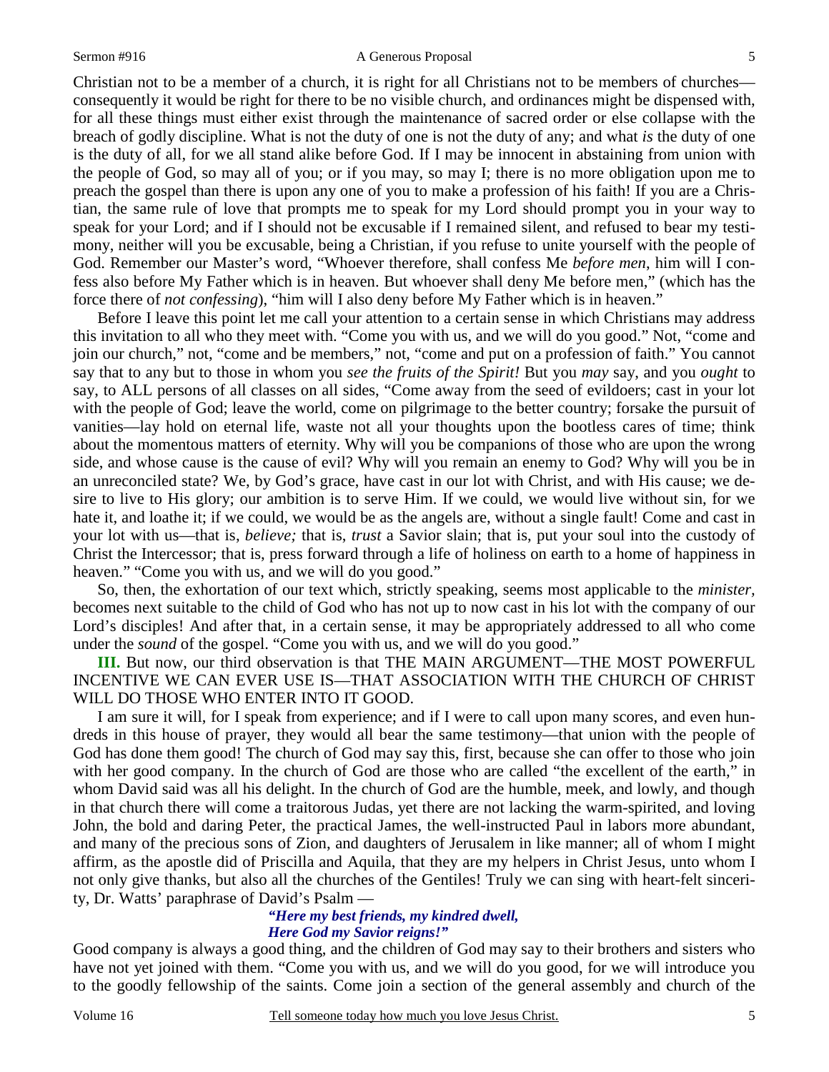Christian not to be a member of a church, it is right for all Christians not to be members of churches—consequently it would be right for there to be no visible church, and ordinances might be dispensed with, for all these things must either exist through the maintenance of sacred order or else collapse with the breach of godly discipline. What is not the duty of one is not the duty of any; and what *is* the duty of one is the duty of all, for we all stand alike before God. If I may be innocent in abstaining from union with the people of God, so may all of you; or if you may, so may I; there is no more obligation upon me to preach the gospel than there is upon any one of you to make a profession of his faith! If you are a Christian, the same rule of love that prompts me to speak for my Lord should prompt you in your way to speak for your Lord; and if I should not be excusable if I remained silent, and refused to bear my testimony, neither will you be excusable, being a Christian, if you refuse to unite yourself with the people of God. Remember our Master's word, "Whoever therefore, shall confess Me *before men*, him will I confess also before My Father which is in heaven. But whoever shall deny Me before men," (which has the force there of *not confessing*), "him will I also deny before My Father which is in heaven."

Before I leave this point let me call your attention to a certain sense in which Christians may address this invitation to all who they meet with. "Come you with us, and we will do you good." Not, "come and join our church," not, "come and be members," not, "come and put on a profession of faith." You cannot say that to any but to those in whom you *see the fruits of the Spirit!* But you *may* say, and you *ought* to say, to ALL persons of all classes on all sides, "Come away from the seed of evildoers; cast in your lot with the people of God; leave the world, come on pilgrimage to the better country; forsake the pursuit of vanities—lay hold on eternal life, waste not all your thoughts upon the bootless cares of time; think about the momentous matters of eternity. Why will you be companions of those who are upon the wrong side, and whose cause is the cause of evil? Why will you remain an enemy to God? Why will you be in an unreconciled state? We, by God's grace, have cast in our lot with Christ, and with His cause; we desire to live to His glory; our ambition is to serve Him. If we could, we would live without sin, for we hate it, and loathe it; if we could, we would be as the angels are, without a single fault! Come and cast in your lot with us—that is, *believe;* that is, *trust* a Savior slain; that is, put your soul into the custody of Christ the Intercessor; that is, press forward through a life of holiness on earth to a home of happiness in heaven." "Come you with us, and we will do you good."

So, then, the exhortation of our text which, strictly speaking, seems most applicable to the *minister,* becomes next suitable to the child of God who has not up to now cast in his lot with the company of our Lord's disciples! And after that, in a certain sense, it may be appropriately addressed to all who come under the *sound* of the gospel. "Come you with us, and we will do you good."

**III.** But now, our third observation is that THE MAIN ARGUMENT—THE MOST POWERFUL INCENTIVE WE CAN EVER USE IS—THAT ASSOCIATION WITH THE CHURCH OF CHRIST WILL DO THOSE WHO ENTER INTO IT GOOD.

I am sure it will, for I speak from experience; and if I were to call upon many scores, and even hundreds in this house of prayer, they would all bear the same testimony—that union with the people of God has done them good! The church of God may say this, first, because she can offer to those who join with her good company. In the church of God are those who are called "the excellent of the earth," in whom David said was all his delight. In the church of God are the humble, meek, and lowly, and though in that church there will come a traitorous Judas, yet there are not lacking the warm-spirited, and loving John, the bold and daring Peter, the practical James, the well-instructed Paul in labors more abundant, and many of the precious sons of Zion, and daughters of Jerusalem in like manner; all of whom I might affirm, as the apostle did of Priscilla and Aquila, that they are my helpers in Christ Jesus, unto whom I not only give thanks, but also all the churches of the Gentiles! Truly we can sing with heart-felt sincerity, Dr. Watts' paraphrase of David's Psalm —

> *"Here my best friends, my kindred dwell,*
> *Here God my Savior reigns!"*

Good company is always a good thing, and the children of God may say to their brothers and sisters who have not yet joined with them. "Come you with us, and we will do you good, for we will introduce you to the goodly fellowship of the saints. Come join a section of the general assembly and church of the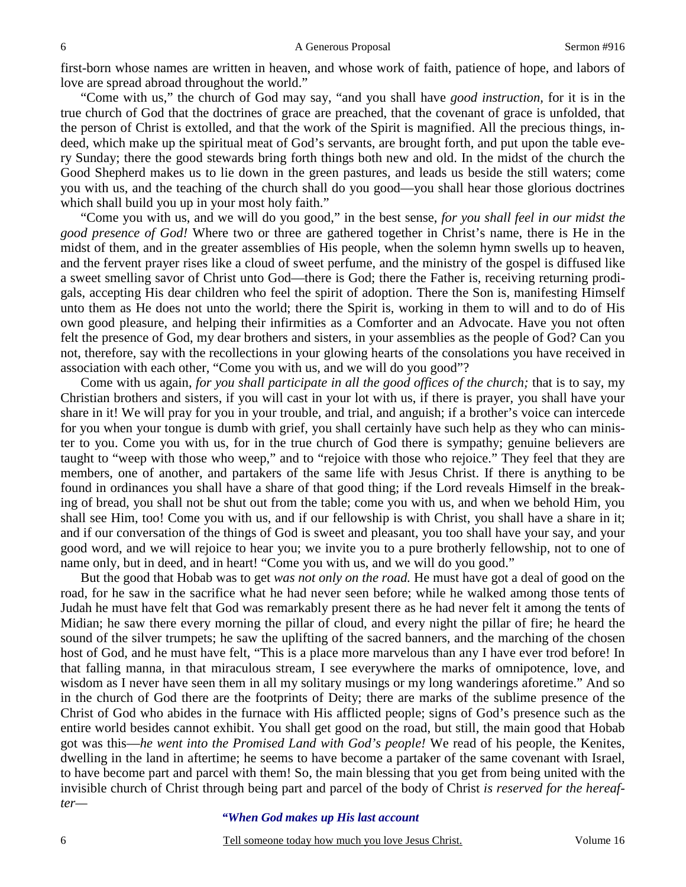first-born whose names are written in heaven, and whose work of faith, patience of hope, and labors of love are spread abroad throughout the world."

"Come with us," the church of God may say, "and you shall have *good instruction,* for it is in the true church of God that the doctrines of grace are preached, that the covenant of grace is unfolded, that the person of Christ is extolled, and that the work of the Spirit is magnified. All the precious things, indeed, which make up the spiritual meat of God's servants, are brought forth, and put upon the table every Sunday; there the good stewards bring forth things both new and old. In the midst of the church the Good Shepherd makes us to lie down in the green pastures, and leads us beside the still waters; come you with us, and the teaching of the church shall do you good—you shall hear those glorious doctrines which shall build you up in your most holy faith."

"Come you with us, and we will do you good," in the best sense, *for you shall feel in our midst the good presence of God!* Where two or three are gathered together in Christ's name, there is He in the midst of them, and in the greater assemblies of His people, when the solemn hymn swells up to heaven, and the fervent prayer rises like a cloud of sweet perfume, and the ministry of the gospel is diffused like a sweet smelling savor of Christ unto God—there is God; there the Father is, receiving returning prodigals, accepting His dear children who feel the spirit of adoption. There the Son is, manifesting Himself unto them as He does not unto the world; there the Spirit is, working in them to will and to do of His own good pleasure, and helping their infirmities as a Comforter and an Advocate. Have you not often felt the presence of God, my dear brothers and sisters, in your assemblies as the people of God? Can you not, therefore, say with the recollections in your glowing hearts of the consolations you have received in association with each other, "Come you with us, and we will do you good"?

Come with us again, *for you shall participate in all the good offices of the church;* that is to say, my Christian brothers and sisters, if you will cast in your lot with us, if there is prayer, you shall have your share in it! We will pray for you in your trouble, and trial, and anguish; if a brother's voice can intercede for you when your tongue is dumb with grief, you shall certainly have such help as they who can minister to you. Come you with us, for in the true church of God there is sympathy; genuine believers are taught to "weep with those who weep," and to "rejoice with those who rejoice." They feel that they are members, one of another, and partakers of the same life with Jesus Christ. If there is anything to be found in ordinances you shall have a share of that good thing; if the Lord reveals Himself in the breaking of bread, you shall not be shut out from the table; come you with us, and when we behold Him, you shall see Him, too! Come you with us, and if our fellowship is with Christ, you shall have a share in it; and if our conversation of the things of God is sweet and pleasant, you too shall have your say, and your good word, and we will rejoice to hear you; we invite you to a pure brotherly fellowship, not to one of name only, but in deed, and in heart! "Come you with us, and we will do you good."

But the good that Hobab was to get *was not only on the road.* He must have got a deal of good on the road, for he saw in the sacrifice what he had never seen before; while he walked among those tents of Judah he must have felt that God was remarkably present there as he had never felt it among the tents of Midian; he saw there every morning the pillar of cloud, and every night the pillar of fire; he heard the sound of the silver trumpets; he saw the uplifting of the sacred banners, and the marching of the chosen host of God, and he must have felt, "This is a place more marvelous than any I have ever trod before! In that falling manna, in that miraculous stream, I see everywhere the marks of omnipotence, love, and wisdom as I never have seen them in all my solitary musings or my long wanderings aforetime." And so in the church of God there are the footprints of Deity; there are marks of the sublime presence of the Christ of God who abides in the furnace with His afflicted people; signs of God's presence such as the entire world besides cannot exhibit. You shall get good on the road, but still, the main good that Hobab got was this—*he went into the Promised Land with God's people!* We read of his people, the Kenites, dwelling in the land in aftertime; he seems to have become a partaker of the same covenant with Israel, to have become part and parcel with them! So, the main blessing that you get from being united with the invisible church of Christ through being part and parcel of the body of Christ *is reserved for the hereafter*—

***"When God makes up His last account***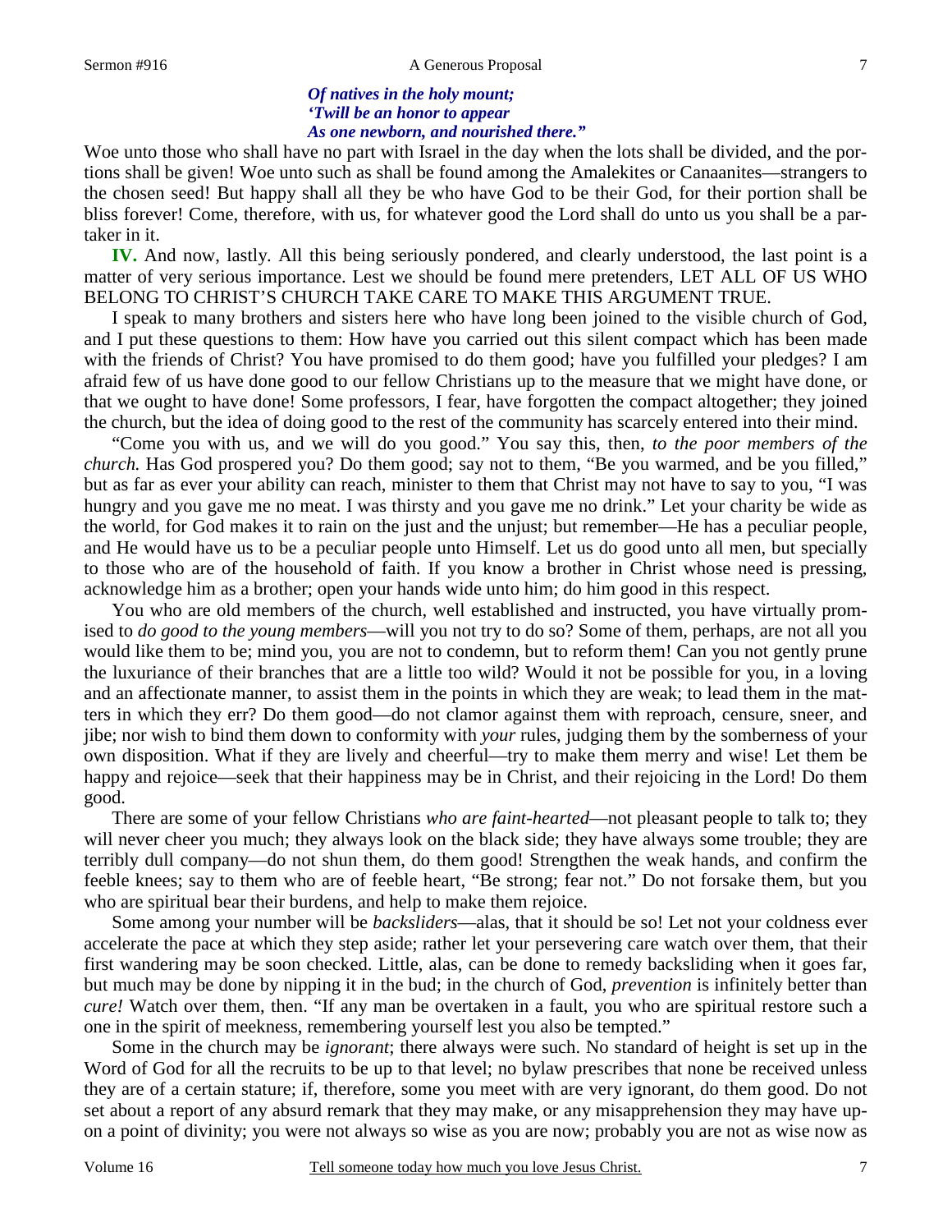*Of natives in the holy mount;*
*'Twill be an honor to appear*
*As one newborn, and nourished there."*

Woe unto those who shall have no part with Israel in the day when the lots shall be divided, and the portions shall be given! Woe unto such as shall be found among the Amalekites or Canaanites—strangers to the chosen seed! But happy shall all they be who have God to be their God, for their portion shall be bliss forever! Come, therefore, with us, for whatever good the Lord shall do unto us you shall be a partaker in it.

**IV.** And now, lastly. All this being seriously pondered, and clearly understood, the last point is a matter of very serious importance. Lest we should be found mere pretenders, LET ALL OF US WHO BELONG TO CHRIST'S CHURCH TAKE CARE TO MAKE THIS ARGUMENT TRUE.

I speak to many brothers and sisters here who have long been joined to the visible church of God, and I put these questions to them: How have you carried out this silent compact which has been made with the friends of Christ? You have promised to do them good; have you fulfilled your pledges? I am afraid few of us have done good to our fellow Christians up to the measure that we might have done, or that we ought to have done! Some professors, I fear, have forgotten the compact altogether; they joined the church, but the idea of doing good to the rest of the community has scarcely entered into their mind.

"Come you with us, and we will do you good." You say this, then, *to the poor members of the church.* Has God prospered you? Do them good; say not to them, "Be you warmed, and be you filled," but as far as ever your ability can reach, minister to them that Christ may not have to say to you, "I was hungry and you gave me no meat. I was thirsty and you gave me no drink." Let your charity be wide as the world, for God makes it to rain on the just and the unjust; but remember—He has a peculiar people, and He would have us to be a peculiar people unto Himself. Let us do good unto all men, but specially to those who are of the household of faith. If you know a brother in Christ whose need is pressing, acknowledge him as a brother; open your hands wide unto him; do him good in this respect.

You who are old members of the church, well established and instructed, you have virtually promised to *do good to the young members*—will you not try to do so? Some of them, perhaps, are not all you would like them to be; mind you, you are not to condemn, but to reform them! Can you not gently prune the luxuriance of their branches that are a little too wild? Would it not be possible for you, in a loving and an affectionate manner, to assist them in the points in which they are weak; to lead them in the matters in which they err? Do them good—do not clamor against them with reproach, censure, sneer, and jibe; nor wish to bind them down to conformity with *your* rules, judging them by the somberness of your own disposition. What if they are lively and cheerful—try to make them merry and wise! Let them be happy and rejoice—seek that their happiness may be in Christ, and their rejoicing in the Lord! Do them good.

There are some of your fellow Christians *who are faint-hearted*—not pleasant people to talk to; they will never cheer you much; they always look on the black side; they have always some trouble; they are terribly dull company—do not shun them, do them good! Strengthen the weak hands, and confirm the feeble knees; say to them who are of feeble heart, "Be strong; fear not." Do not forsake them, but you who are spiritual bear their burdens, and help to make them rejoice.

Some among your number will be *backsliders*—alas, that it should be so! Let not your coldness ever accelerate the pace at which they step aside; rather let your persevering care watch over them, that their first wandering may be soon checked. Little, alas, can be done to remedy backsliding when it goes far, but much may be done by nipping it in the bud; in the church of God, *prevention* is infinitely better than *cure!* Watch over them, then. "If any man be overtaken in a fault, you who are spiritual restore such a one in the spirit of meekness, remembering yourself lest you also be tempted."

Some in the church may be *ignorant*; there always were such. No standard of height is set up in the Word of God for all the recruits to be up to that level; no bylaw prescribes that none be received unless they are of a certain stature; if, therefore, some you meet with are very ignorant, do them good. Do not set about a report of any absurd remark that they may make, or any misapprehension they may have upon a point of divinity; you were not always so wise as you are now; probably you are not as wise now as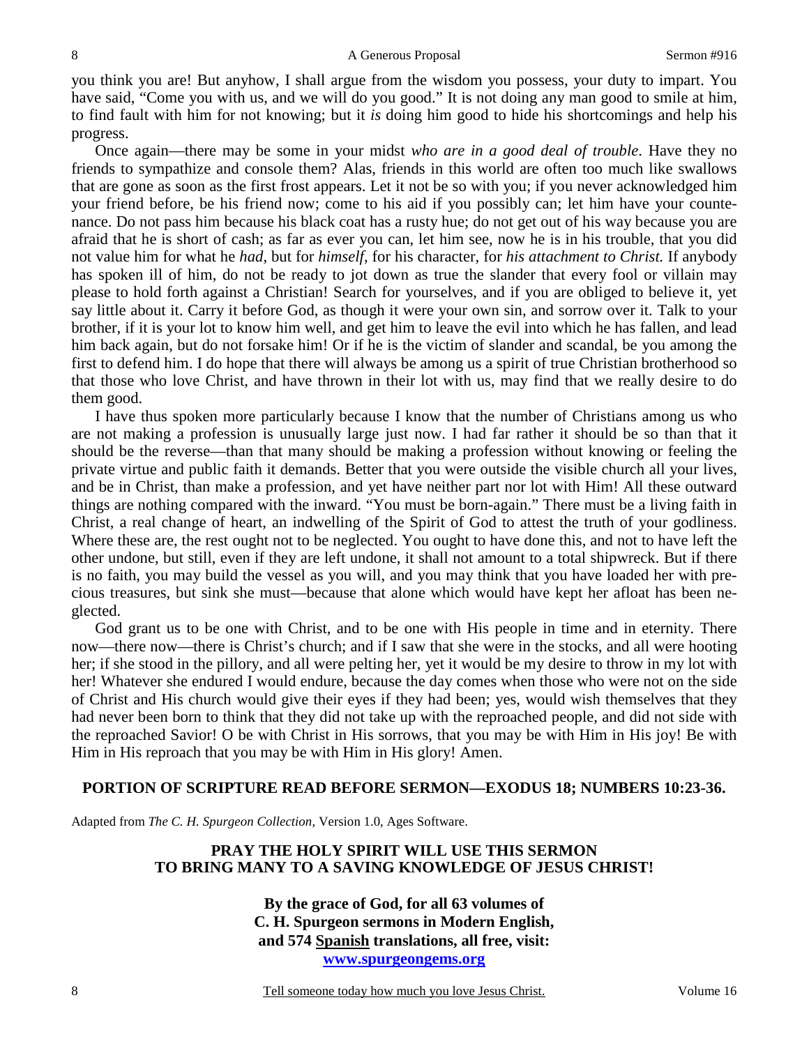you think you are! But anyhow, I shall argue from the wisdom you possess, your duty to impart. You have said, "Come you with us, and we will do you good." It is not doing any man good to smile at him, to find fault with him for not knowing; but it *is* doing him good to hide his shortcomings and help his progress.

Once again—there may be some in your midst *who are in a good deal of trouble*. Have they no friends to sympathize and console them? Alas, friends in this world are often too much like swallows that are gone as soon as the first frost appears. Let it not be so with you; if you never acknowledged him your friend before, be his friend now; come to his aid if you possibly can; let him have your countenance. Do not pass him because his black coat has a rusty hue; do not get out of his way because you are afraid that he is short of cash; as far as ever you can, let him see, now he is in his trouble, that you did not value him for what he *had*, but for *himself*, for his character, for *his attachment to Christ.* If anybody has spoken ill of him, do not be ready to jot down as true the slander that every fool or villain may please to hold forth against a Christian! Search for yourselves, and if you are obliged to believe it, yet say little about it. Carry it before God, as though it were your own sin, and sorrow over it. Talk to your brother, if it is your lot to know him well, and get him to leave the evil into which he has fallen, and lead him back again, but do not forsake him! Or if he is the victim of slander and scandal, be you among the first to defend him. I do hope that there will always be among us a spirit of true Christian brotherhood so that those who love Christ, and have thrown in their lot with us, may find that we really desire to do them good.

I have thus spoken more particularly because I know that the number of Christians among us who are not making a profession is unusually large just now. I had far rather it should be so than that it should be the reverse—than that many should be making a profession without knowing or feeling the private virtue and public faith it demands. Better that you were outside the visible church all your lives, and be in Christ, than make a profession, and yet have neither part nor lot with Him! All these outward things are nothing compared with the inward. "You must be born-again." There must be a living faith in Christ, a real change of heart, an indwelling of the Spirit of God to attest the truth of your godliness. Where these are, the rest ought not to be neglected. You ought to have done this, and not to have left the other undone, but still, even if they are left undone, it shall not amount to a total shipwreck. But if there is no faith, you may build the vessel as you will, and you may think that you have loaded her with precious treasures, but sink she must—because that alone which would have kept her afloat has been neglected.

God grant us to be one with Christ, and to be one with His people in time and in eternity. There now—there now—there is Christ's church; and if I saw that she were in the stocks, and all were hooting her; if she stood in the pillory, and all were pelting her, yet it would be my desire to throw in my lot with her! Whatever she endured I would endure, because the day comes when those who were not on the side of Christ and His church would give their eyes if they had been; yes, would wish themselves that they had never been born to think that they did not take up with the reproached people, and did not side with the reproached Savior! O be with Christ in His sorrows, that you may be with Him in His joy! Be with Him in His reproach that you may be with Him in His glory! Amen.

**PORTION OF SCRIPTURE READ BEFORE SERMON—EXODUS 18; NUMBERS 10:23-36.**

Adapted from *The C. H. Spurgeon Collection*, Version 1.0, Ages Software.

**PRAY THE HOLY SPIRIT WILL USE THIS SERMON TO BRING MANY TO A SAVING KNOWLEDGE OF JESUS CHRIST!**

**By the grace of God, for all 63 volumes of C. H. Spurgeon sermons in Modern English, and 574 Spanish translations, all free, visit: www.spurgeongems.org**